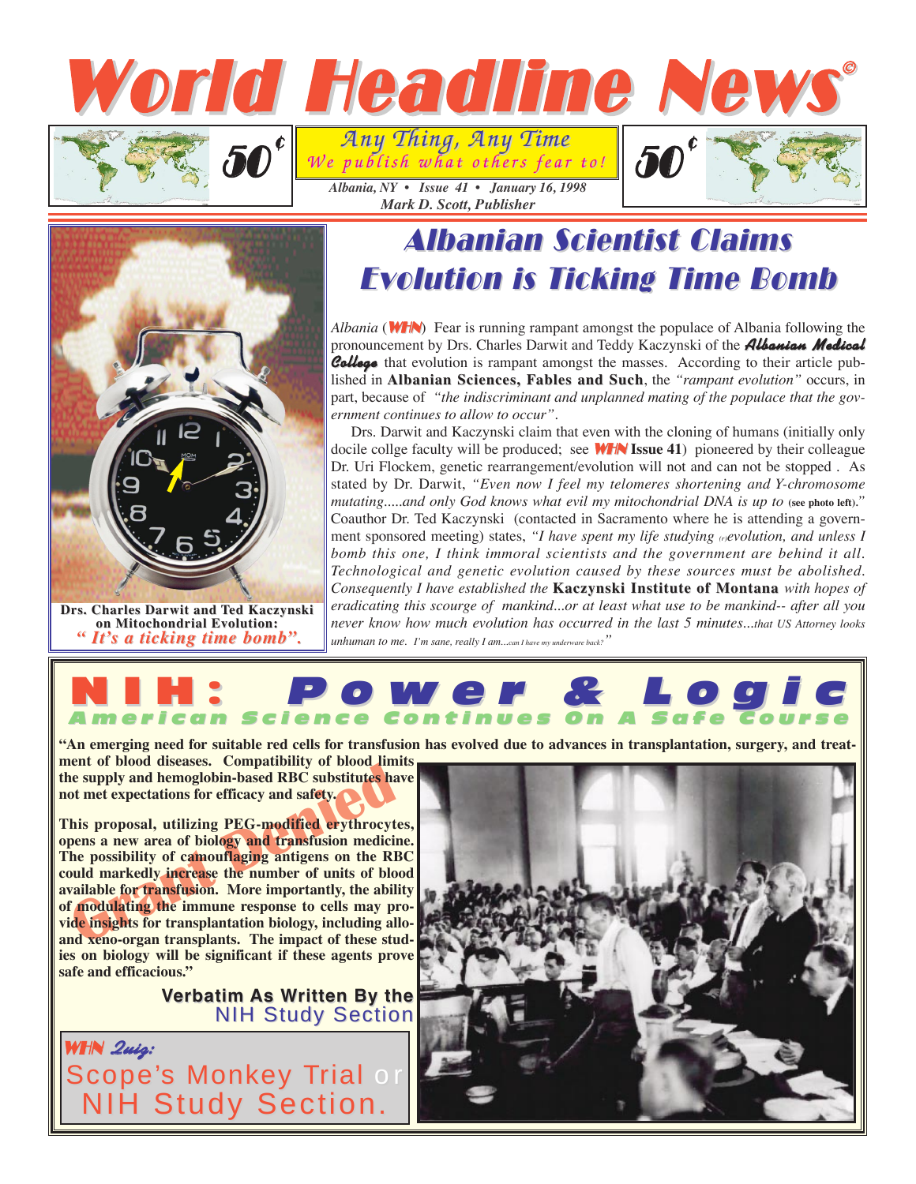# World Headline News©

50¢ — *Any Thing, Any Time* — *We publish what others fear to!* — 50¢

*Albania, NY • Issue 41 • January 16, 1998*
*Mark D. Scott, Publisher*

## Albanian Scientist Claims Evolution is Ticking Time Bomb

*Albania* (WHN) Fear is running rampant amongst the populace of Albania following the pronouncement by Drs. Charles Darwit and Teddy Kaczynski of the ***Albanian Medical College*** that evolution is rampant amongst the masses. According to their article published in **Albanian Sciences, Fables and Such**, the *"rampant evolution"* occurs, in part, because of *"the indiscriminant and unplanned mating of the populace that the government continues to allow to occur"*.

Drs. Darwit and Kaczynski claim that even with the cloning of humans (initially only docile collge faculty will be produced; see **WHN Issue 41**) pioneered by their colleague Dr. Uri Flockem, genetic rearrangement/evolution will not and can not be stopped. As stated by Dr. Darwit, *"Even now I feel my telomeres shortening and Y-chromosome mutating.....and only God knows what evil my mitochondrial DNA is up to* **(see photo left)**.*"* Coauthor Dr. Ted Kaczynski (contacted in Sacramento where he is attending a government sponsored meeting) states, *"I have spent my life studying (r)evolution, and unless I bomb this one, I think immoral scientists and the government are behind it all. Technological and genetic evolution caused by these sources must be abolished. Consequently I have established the* **Kaczynski Institute of Montana** *with hopes of eradicating this scourge of mankind...or at least what use to be mankind-- after all you never know how much evolution has occurred in the last 5 minutes...that US Attorney looks unhuman to me. I'm sane, really I am...can I have my underware back?"*

**Drs. Charles Darwit and Ted Kaczynski on Mitochondrial Evolution:**
***" It's a ticking time bomb".***

## NIH: Power & Logic

### American Science Continues On A Safe Course

**"An emerging need for suitable red cells for transfusion has evolved due to advances in transplantation, surgery, and treatment of blood diseases. Compatibility of blood limits the supply and hemoglobin-based RBC substitutes have not met expectations for efficacy and safety.**

**This proposal, utilizing PEG-modified erythrocytes, opens a new area of biology and transfusion medicine. The possibility of camouflaging antigens on the RBC could markedly increase the number of units of blood available for transfusion. More importantly, the ability of modulating the immune response to cells may provide insights for transplantation biology, including allo- and xeno-organ transplants. The impact of these studies on biology will be significant if these agents prove safe and efficacious."**

Grant Denied

**Verbatim As Written By the NIH Study Section**

***WHN Quiz:***
Scope's Monkey Trial or NIH Study Section.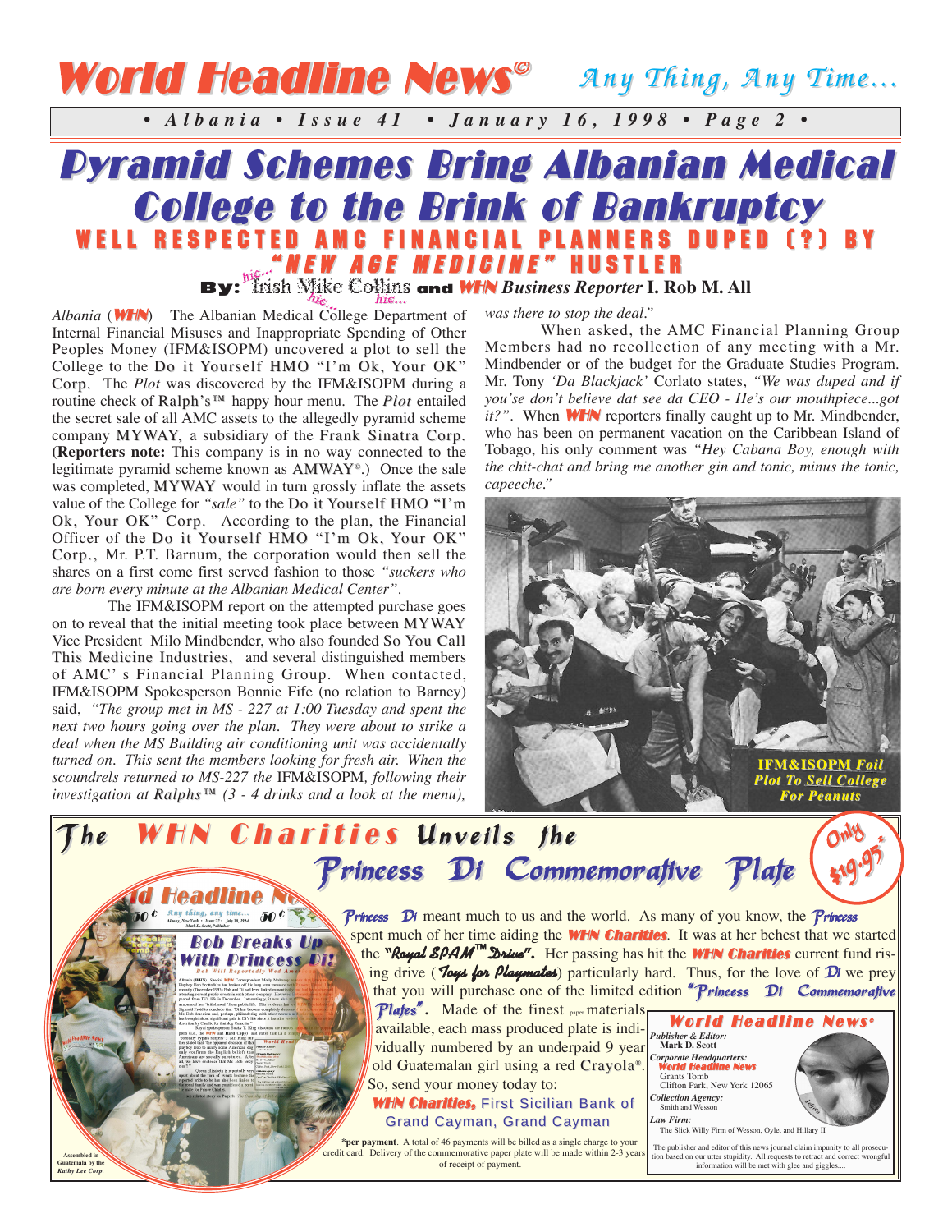# Pyramid Schemes Bring Albanian Medical College to the Brink of Bankruptcy

## WELL RESPECTED AMC FINANCIAL PLANNERS DUPED (?) BY "NEW AGE MEDICINE" HUSTLER

**By:** Irish Mike Collins *hic... hic... hic...* and *WHN Business Reporter* **I. Rob M. All**

*Albania* (*WHN*) The Albanian Medical College Department of Internal Financial Misuses and Inappropriate Spending of Other Peoples Money (IFM&ISOPM) uncovered a plot to sell the College to the Do it Yourself HMO "I'm Ok, Your OK" Corp. The *Plot* was discovered by the IFM&ISOPM during a routine check of Ralph's™ happy hour menu. The *Plot* entailed the secret sale of all AMC assets to the allegedly pyramid scheme company MYWAY, a subsidiary of the Frank Sinatra Corp. (**Reporters note:** This company is in no way connected to the legitimate pyramid scheme known as AMWAY©.) Once the sale was completed, MYWAY would in turn grossly inflate the assets value of the College for *"sale"* to the Do it Yourself HMO "I'm Ok, Your OK" Corp. According to the plan, the Financial Officer of the Do it Yourself HMO "I'm Ok, Your OK" Corp., Mr. P.T. Barnum, the corporation would then sell the shares on a first come first served fashion to those *"suckers who are born every minute at the Albanian Medical Center"*.

The IFM&ISOPM report on the attempted purchase goes on to reveal that the initial meeting took place between MYWAY Vice President Milo Mindbender, who also founded So You Call This Medicine Industries, and several distinguished members of AMC' s Financial Planning Group. When contacted, IFM&ISOPM Spokesperson Bonnie Fife (no relation to Barney) said, *"The group met in MS - 227 at 1:00 Tuesday and spent the next two hours going over the plan. They were about to strike a deal when the MS Building air conditioning unit was accidentally turned on. This sent the members looking for fresh air. When the scoundrels returned to MS-227 the* IFM&ISOPM*, following their investigation at Ralphs™ (3 - 4 drinks and a look at the menu), was there to stop the deal."*

When asked, the AMC Financial Planning Group Members had no recollection of any meeting with a Mr. Mindbender or of the budget for the Graduate Studies Program. Mr. Tony *'Da Blackjack'* Corlato states, *"We was duped and if you'se don't believe dat see da CEO - He's our mouthpiece...got it?"*. When *WHN* reporters finally caught up to Mr. Mindbender, who has been on permanent vacation on the Caribbean Island of Tobago, his only comment was *"Hey Cabana Boy, enough with the chit-chat and bring me another gin and tonic, minus the tonic, capeeche."*

**IFM&ISOPM *Foil Plot To Sell College For Peanuts***

---

## The WHN Charities Unveils the Princess Di Commemorative Plate

**Only $19.95\***

*Princess Di* meant much to us and the world. As many of you know, the *Princess* spent much of her time aiding the ***WHN Charities***. It was at her behest that we started the ***"Royal SPAM™ Drive"***. Her passing has hit the ***WHN Charities*** current fund rising drive (*Toys for Playmates*) particularly hard. Thus, for the love of *Di* we prey that you will purchase one of the limited edition ***"Princess Di Commemorative Plates"***. Made of the finest paper materials available, each mass produced plate is individually numbered by an underpaid 9 year old Guatemalan girl using a red Crayola®. So, send your money today to:

***WHN Charities***, First Sicilian Bank of Grand Cayman, Grand Cayman

\***per payment**. A total of 46 payments will be billed as a single charge to your credit card. Delivery of the commemorative paper plate will be made within 2-3 years of receipt of payment.

**Assembled in Guatemala by the Kathy Lee Corp.**

---

### World Headline News©

***Publisher & Editor:***
Mark D. Scott

***Corporate Headquarters:***
**World Headline News**
Grants Tomb
Clifton Park, New York 12065

***Collection Agency:***
Smith and Wesson

***Law Firm:***
The Slick Willy Firm of Wesson, Oyle, and Hillary II

The publisher and editor of this news journal claim impunity to all prosecution based on our utter stupidity. All requests to retract and correct wrongful information will be met with glee and giggles....